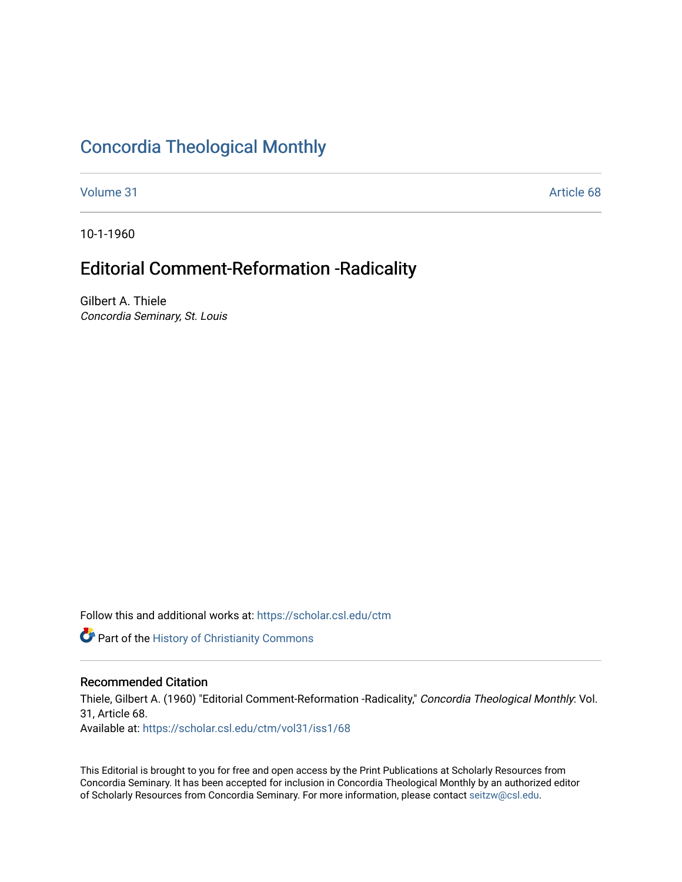# Concordia Theological Monthly

Volume 31 | Article 68

10-1-1960

## Editorial Comment-Reformation -Radicality

Gilbert A. Thiele
*Concordia Seminary, St. Louis*

Follow this and additional works at: https://scholar.csl.edu/ctm

Part of the History of Christianity Commons

### Recommended Citation

Thiele, Gilbert A. (1960) "Editorial Comment-Reformation -Radicality," *Concordia Theological Monthly*: Vol. 31, Article 68.
Available at: https://scholar.csl.edu/ctm/vol31/iss1/68

This Editorial is brought to you for free and open access by the Print Publications at Scholarly Resources from Concordia Seminary. It has been accepted for inclusion in Concordia Theological Monthly by an authorized editor of Scholarly Resources from Concordia Seminary. For more information, please contact seitzw@csl.edu.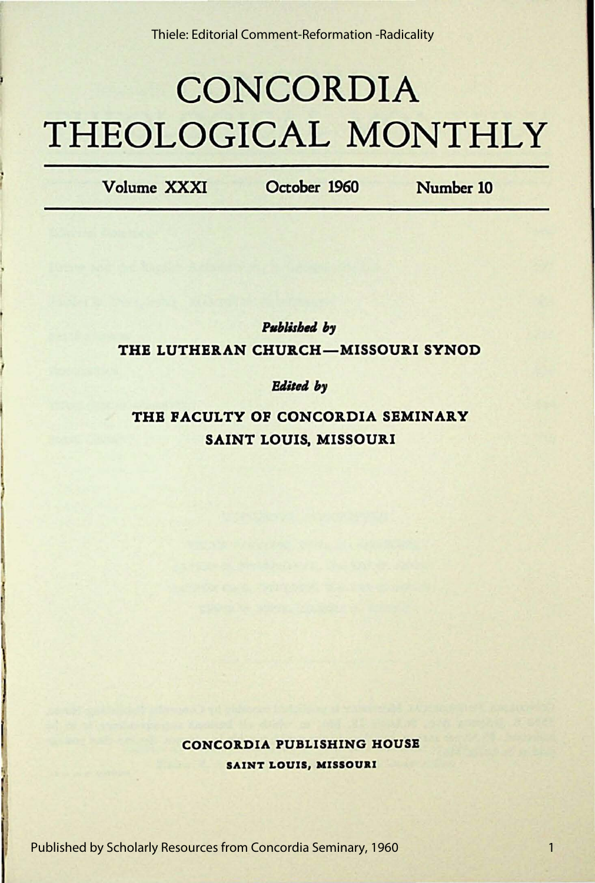# CONCORDIA THEOLOGICAL MONTHLY

**Volume XXXI** **October 1960** **Number 10**

***Published by***

**THE LUTHERAN CHURCH—MISSOURI SYNOD**

***Edited by***

**THE FACULTY OF CONCORDIA SEMINARY**
**SAINT LOUIS, MISSOURI**

**CONCORDIA PUBLISHING HOUSE**
**SAINT LOUIS, MISSOURI**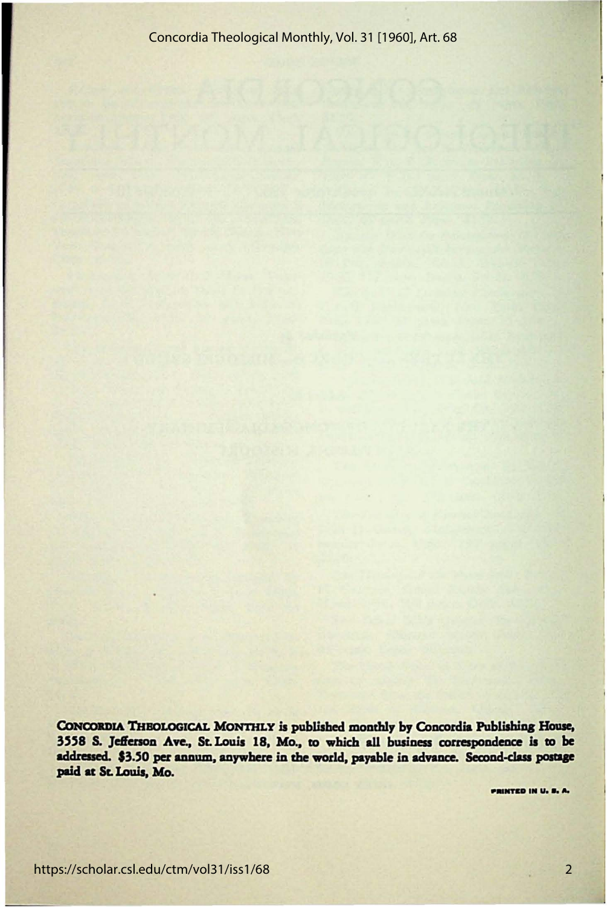**CONCORDIA THEOLOGICAL MONTHLY** is published monthly by Concordia Publishing House, 3558 S. Jefferson Ave., St. Louis 18, Mo., to which all business correspondence is to be addressed. $3.50 per annum, anywhere in the world, payable in advance. Second-class postage paid at St. Louis, Mo.

PRINTED IN U. S. A.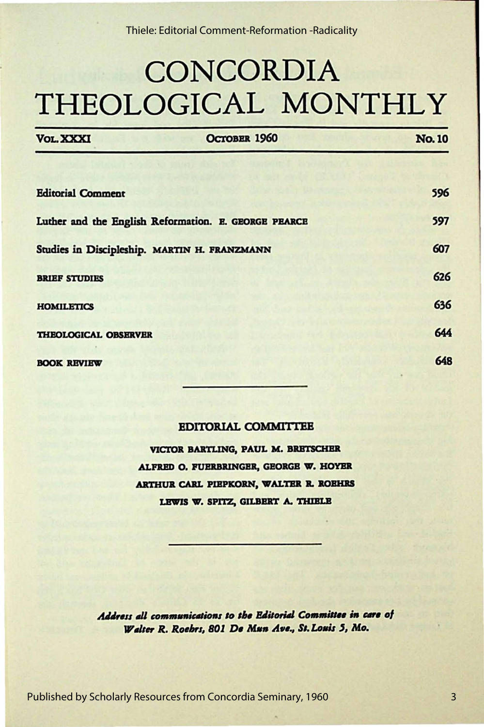# CONCORDIA THEOLOGICAL MONTHLY

**Vol. XXXI** — **October 1960** — **No. 10**

| | |
|---|---|
| **Editorial Comment** | 596 |
| **Luther and the English Reformation.** E. GEORGE PEARCE | 597 |
| **Studies in Discipleship.** MARTIN H. FRANZMANN | 607 |
| **BRIEF STUDIES** | 626 |
| **HOMILETICS** | 636 |
| **THEOLOGICAL OBSERVER** | 644 |
| **BOOK REVIEW** | 648 |

## EDITORIAL COMMITTEE

VICTOR BARTLING, PAUL M. BRETSCHER
ALFRED O. FUERBRINGER, GEORGE W. HOYER
ARTHUR CARL PIEPKORN, WALTER R. ROEHRS
LEWIS W. SPITZ, GILBERT A. THIELE

***Address all communications to the Editorial Committee in care of Walter R. Roehrs, 801 De Mun Ave., St. Louis 5, Mo.***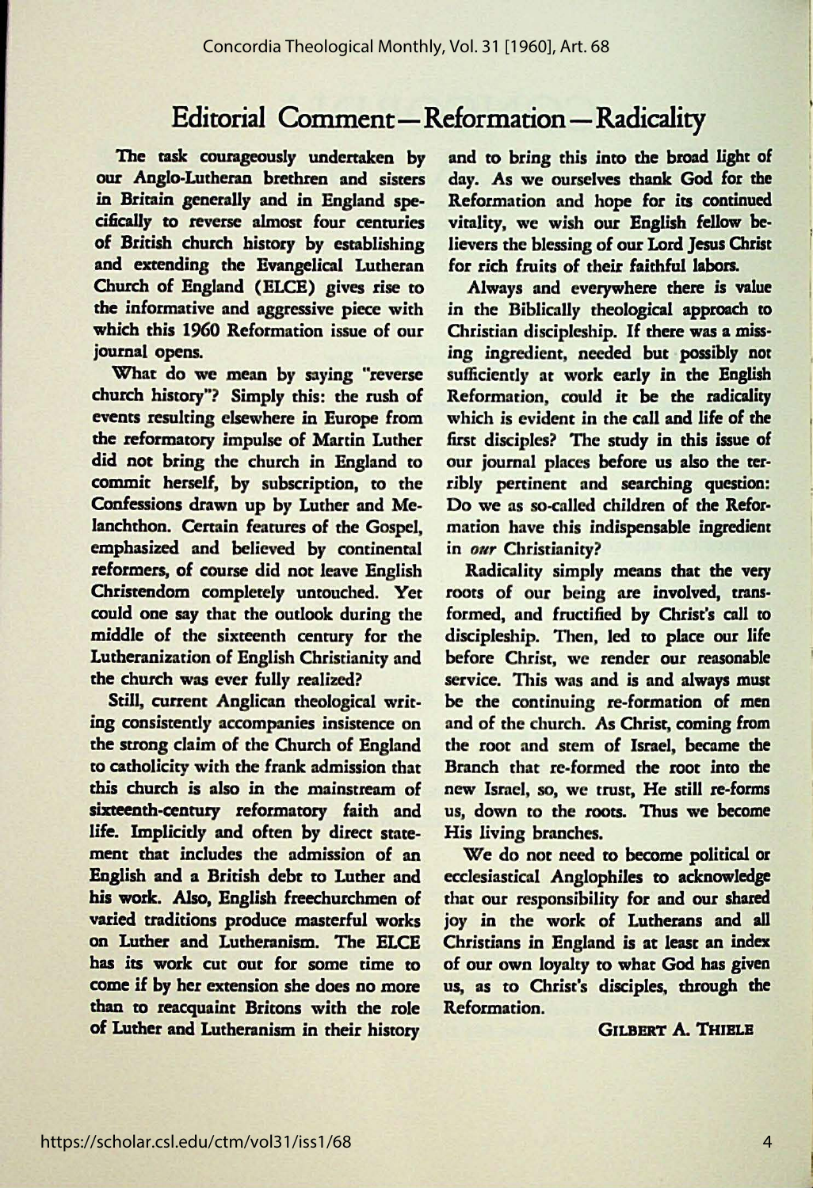## Editorial Comment — Reformation — Radicality

The task courageously undertaken by our Anglo-Lutheran brethren and sisters in Britain generally and in England specifically to reverse almost four centuries of British church history by establishing and extending the Evangelical Lutheran Church of England (ELCE) gives rise to the informative and aggressive piece with which this 1960 Reformation issue of our journal opens.

What do we mean by saying "reverse church history"? Simply this: the rush of events resulting elsewhere in Europe from the reformatory impulse of Martin Luther did not bring the church in England to commit herself, by subscription, to the Confessions drawn up by Luther and Melanchthon. Certain features of the Gospel, emphasized and believed by continental reformers, of course did not leave English Christendom completely untouched. Yet could one say that the outlook during the middle of the sixteenth century for the Lutheranization of English Christianity and the church was ever fully realized?

Still, current Anglican theological writing consistently accompanies insistence on the strong claim of the Church of England to catholicity with the frank admission that this church is also in the mainstream of sixteenth-century reformatory faith and life. Implicitly and often by direct statement that includes the admission of an English and a British debt to Luther and his work. Also, English freechurchmen of varied traditions produce masterful works on Luther and Lutheranism. The ELCE has its work cut out for some time to come if by her extension she does no more than to reacquaint Britons with the role of Luther and Lutheranism in their history and to bring this into the broad light of day. As we ourselves thank God for the Reformation and hope for its continued vitality, we wish our English fellow believers the blessing of our Lord Jesus Christ for rich fruits of their faithful labors.

Always and everywhere there is value in the Biblically theological approach to Christian discipleship. If there was a missing ingredient, needed but possibly not sufficiently at work early in the English Reformation, could it be the radicality which is evident in the call and life of the first disciples? The study in this issue of our journal places before us also the terribly pertinent and searching question: Do we as so-called children of the Reformation have this indispensable ingredient in *our* Christianity?

Radicality simply means that the very roots of our being are involved, transformed, and fructified by Christ's call to discipleship. Then, led to place our life before Christ, we render our reasonable service. This was and is and always must be the continuing re-formation of men and of the church. As Christ, coming from the root and stem of Israel, became the Branch that re-formed the root into the new Israel, so, we trust, He still re-forms us, down to the roots. Thus we become His living branches.

We do not need to become political or ecclesiastical Anglophiles to acknowledge that our responsibility for and our shared joy in the work of Lutherans and all Christians in England is at least an index of our own loyalty to what God has given us, as to Christ's disciples, through the Reformation.

GILBERT A. THIELE